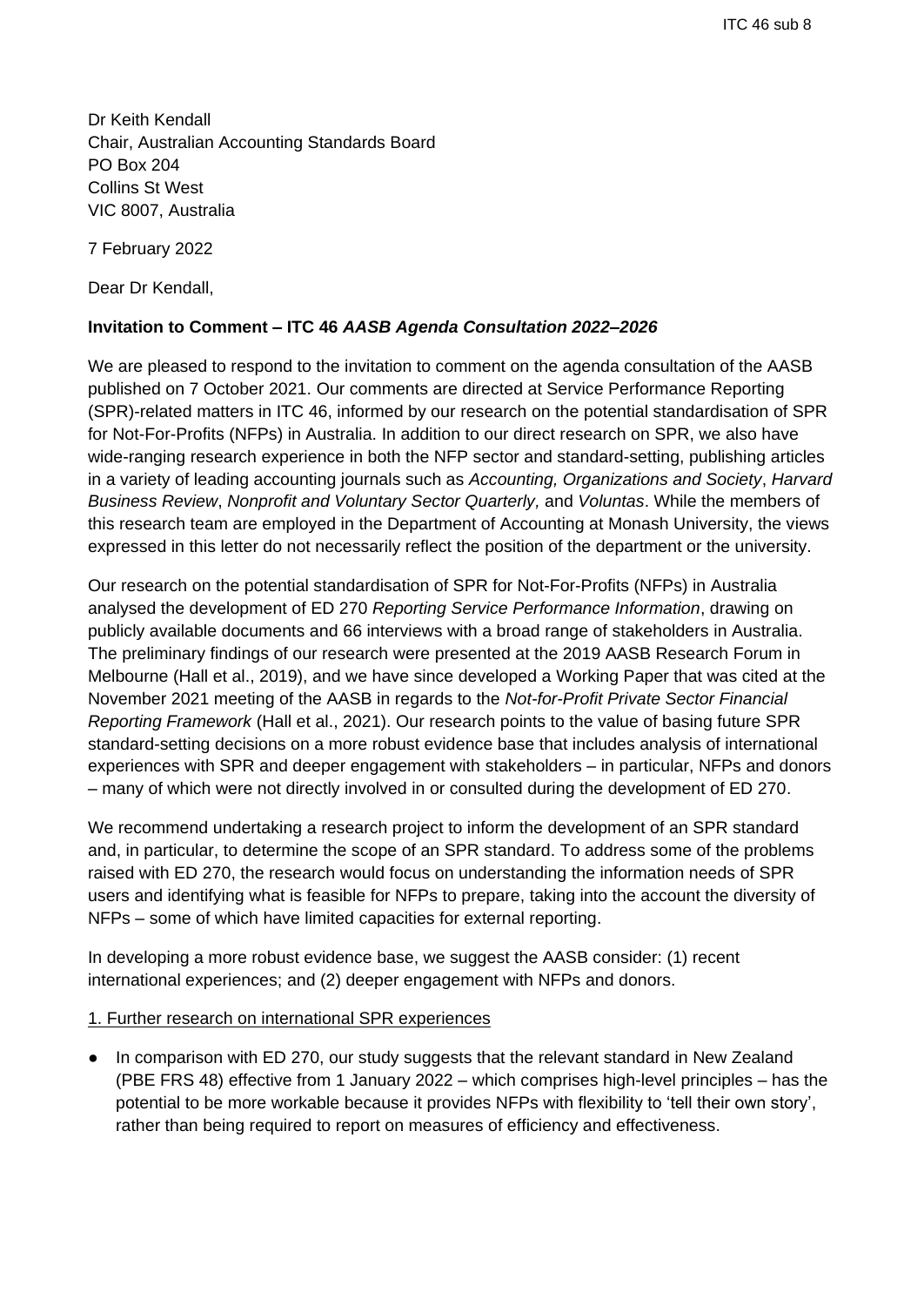Dr Keith Kendall
Chair, Australian Accounting Standards Board
PO Box 204
Collins St West
VIC 8007, Australia

7 February 2022

Dear Dr Kendall,

**Invitation to Comment – ITC 46 *AASB Agenda Consultation 2022–2026***

We are pleased to respond to the invitation to comment on the agenda consultation of the AASB published on 7 October 2021. Our comments are directed at Service Performance Reporting (SPR)-related matters in ITC 46, informed by our research on the potential standardisation of SPR for Not-For-Profits (NFPs) in Australia. In addition to our direct research on SPR, we also have wide-ranging research experience in both the NFP sector and standard-setting, publishing articles in a variety of leading accounting journals such as *Accounting, Organizations and Society*, *Harvard Business Review*, *Nonprofit and Voluntary Sector Quarterly,* and *Voluntas*. While the members of this research team are employed in the Department of Accounting at Monash University, the views expressed in this letter do not necessarily reflect the position of the department or the university.

Our research on the potential standardisation of SPR for Not-For-Profits (NFPs) in Australia analysed the development of ED 270 *Reporting Service Performance Information*, drawing on publicly available documents and 66 interviews with a broad range of stakeholders in Australia. The preliminary findings of our research were presented at the 2019 AASB Research Forum in Melbourne (Hall et al., 2019), and we have since developed a Working Paper that was cited at the November 2021 meeting of the AASB in regards to the *Not-for-Profit Private Sector Financial Reporting Framework* (Hall et al., 2021). Our research points to the value of basing future SPR standard-setting decisions on a more robust evidence base that includes analysis of international experiences with SPR and deeper engagement with stakeholders – in particular, NFPs and donors – many of which were not directly involved in or consulted during the development of ED 270.

We recommend undertaking a research project to inform the development of an SPR standard and, in particular, to determine the scope of an SPR standard. To address some of the problems raised with ED 270, the research would focus on understanding the information needs of SPR users and identifying what is feasible for NFPs to prepare, taking into the account the diversity of NFPs – some of which have limited capacities for external reporting.

In developing a more robust evidence base, we suggest the AASB consider: (1) recent international experiences; and (2) deeper engagement with NFPs and donors.

<u>1. Further research on international SPR experiences</u>

- In comparison with ED 270, our study suggests that the relevant standard in New Zealand (PBE FRS 48) effective from 1 January 2022 – which comprises high-level principles – has the potential to be more workable because it provides NFPs with flexibility to 'tell their own story', rather than being required to report on measures of efficiency and effectiveness.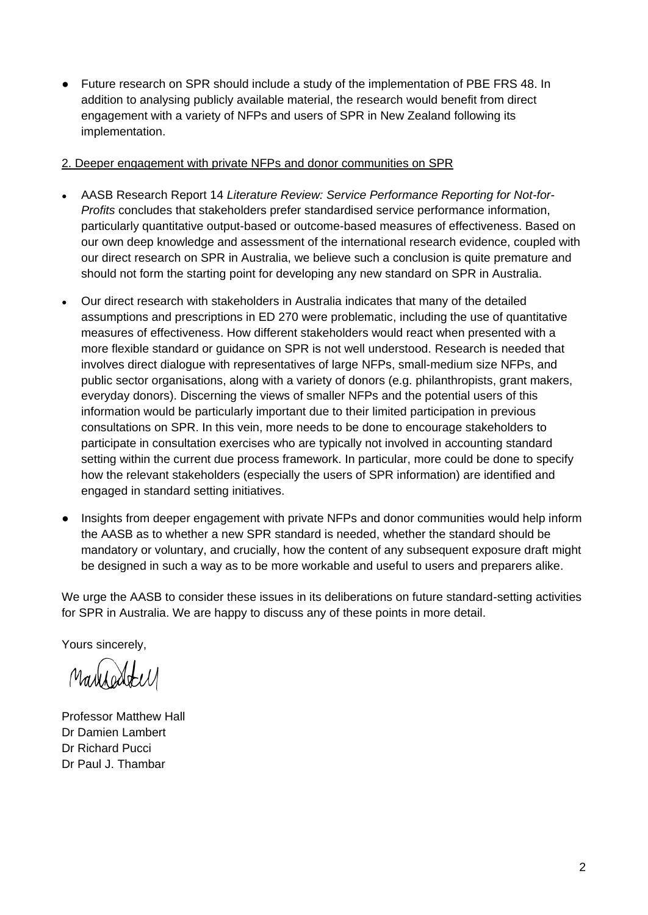- Future research on SPR should include a study of the implementation of PBE FRS 48. In addition to analysing publicly available material, the research would benefit from direct engagement with a variety of NFPs and users of SPR in New Zealand following its implementation.

2. Deeper engagement with private NFPs and donor communities on SPR

- AASB Research Report 14 *Literature Review: Service Performance Reporting for Not-for-Profits* concludes that stakeholders prefer standardised service performance information, particularly quantitative output-based or outcome-based measures of effectiveness. Based on our own deep knowledge and assessment of the international research evidence, coupled with our direct research on SPR in Australia, we believe such a conclusion is quite premature and should not form the starting point for developing any new standard on SPR in Australia.

- Our direct research with stakeholders in Australia indicates that many of the detailed assumptions and prescriptions in ED 270 were problematic, including the use of quantitative measures of effectiveness. How different stakeholders would react when presented with a more flexible standard or guidance on SPR is not well understood. Research is needed that involves direct dialogue with representatives of large NFPs, small-medium size NFPs, and public sector organisations, along with a variety of donors (e.g. philanthropists, grant makers, everyday donors). Discerning the views of smaller NFPs and the potential users of this information would be particularly important due to their limited participation in previous consultations on SPR. In this vein, more needs to be done to encourage stakeholders to participate in consultation exercises who are typically not involved in accounting standard setting within the current due process framework. In particular, more could be done to specify how the relevant stakeholders (especially the users of SPR information) are identified and engaged in standard setting initiatives.

- Insights from deeper engagement with private NFPs and donor communities would help inform the AASB as to whether a new SPR standard is needed, whether the standard should be mandatory or voluntary, and crucially, how the content of any subsequent exposure draft might be designed in such a way as to be more workable and useful to users and preparers alike.

We urge the AASB to consider these issues in its deliberations on future standard-setting activities for SPR in Australia. We are happy to discuss any of these points in more detail.

Yours sincerely,

Professor Matthew Hall
Dr Damien Lambert
Dr Richard Pucci
Dr Paul J. Thambar